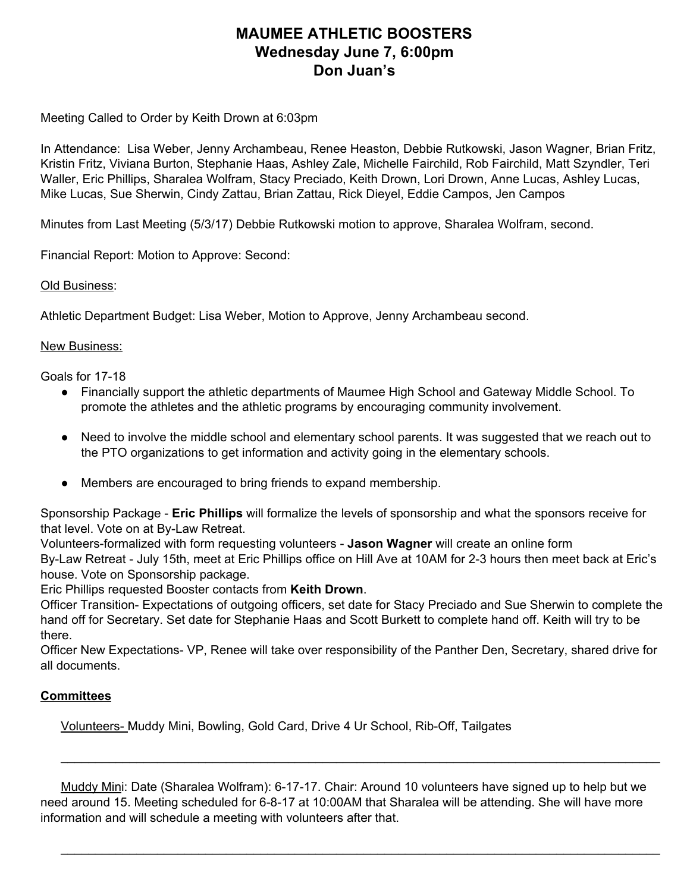# MAUMEE ATHLETIC BOOSTERS
## Wednesday June 7, 6:00pm
## Don Juan's

Meeting Called to Order by Keith Drown at 6:03pm

In Attendance: Lisa Weber, Jenny Archambeau, Renee Heaston, Debbie Rutkowski, Jason Wagner, Brian Fritz, Kristin Fritz, Viviana Burton, Stephanie Haas, Ashley Zale, Michelle Fairchild, Rob Fairchild, Matt Szyndler, Teri Waller, Eric Phillips, Sharalea Wolfram, Stacy Preciado, Keith Drown, Lori Drown, Anne Lucas, Ashley Lucas, Mike Lucas, Sue Sherwin, Cindy Zattau, Brian Zattau, Rick Dieyel, Eddie Campos, Jen Campos

Minutes from Last Meeting (5/3/17) Debbie Rutkowski motion to approve, Sharalea Wolfram, second.

Financial Report: Motion to Approve: Second:

<u>Old Business</u>:

Athletic Department Budget: Lisa Weber, Motion to Approve, Jenny Archambeau second.

<u>New Business:</u>

Goals for 17-18

- Financially support the athletic departments of Maumee High School and Gateway Middle School. To promote the athletes and the athletic programs by encouraging community involvement.
- Need to involve the middle school and elementary school parents. It was suggested that we reach out to the PTO organizations to get information and activity going in the elementary schools.
- Members are encouraged to bring friends to expand membership.

Sponsorship Package - **Eric Phillips** will formalize the levels of sponsorship and what the sponsors receive for that level. Vote on at By-Law Retreat.
Volunteers-formalized with form requesting volunteers - **Jason Wagner** will create an online form
By-Law Retreat - July 15th, meet at Eric Phillips office on Hill Ave at 10AM for 2-3 hours then meet back at Eric's house. Vote on Sponsorship package.
Eric Phillips requested Booster contacts from **Keith Drown**.
Officer Transition- Expectations of outgoing officers, set date for Stacy Preciado and Sue Sherwin to complete the hand off for Secretary. Set date for Stephanie Haas and Scott Burkett to complete hand off. Keith will try to be there.
Officer New Expectations- VP, Renee will take over responsibility of the Panther Den, Secretary, shared drive for all documents.

**<u>Committees</u>**

<u>Volunteers-</u> Muddy Mini, Bowling, Gold Card, Drive 4 Ur School, Rib-Off, Tailgates

---

<u>Muddy Mini</u>: Date (Sharalea Wolfram): 6-17-17. Chair: Around 10 volunteers have signed up to help but we need around 15. Meeting scheduled for 6-8-17 at 10:00AM that Sharalea will be attending. She will have more information and will schedule a meeting with volunteers after that.

---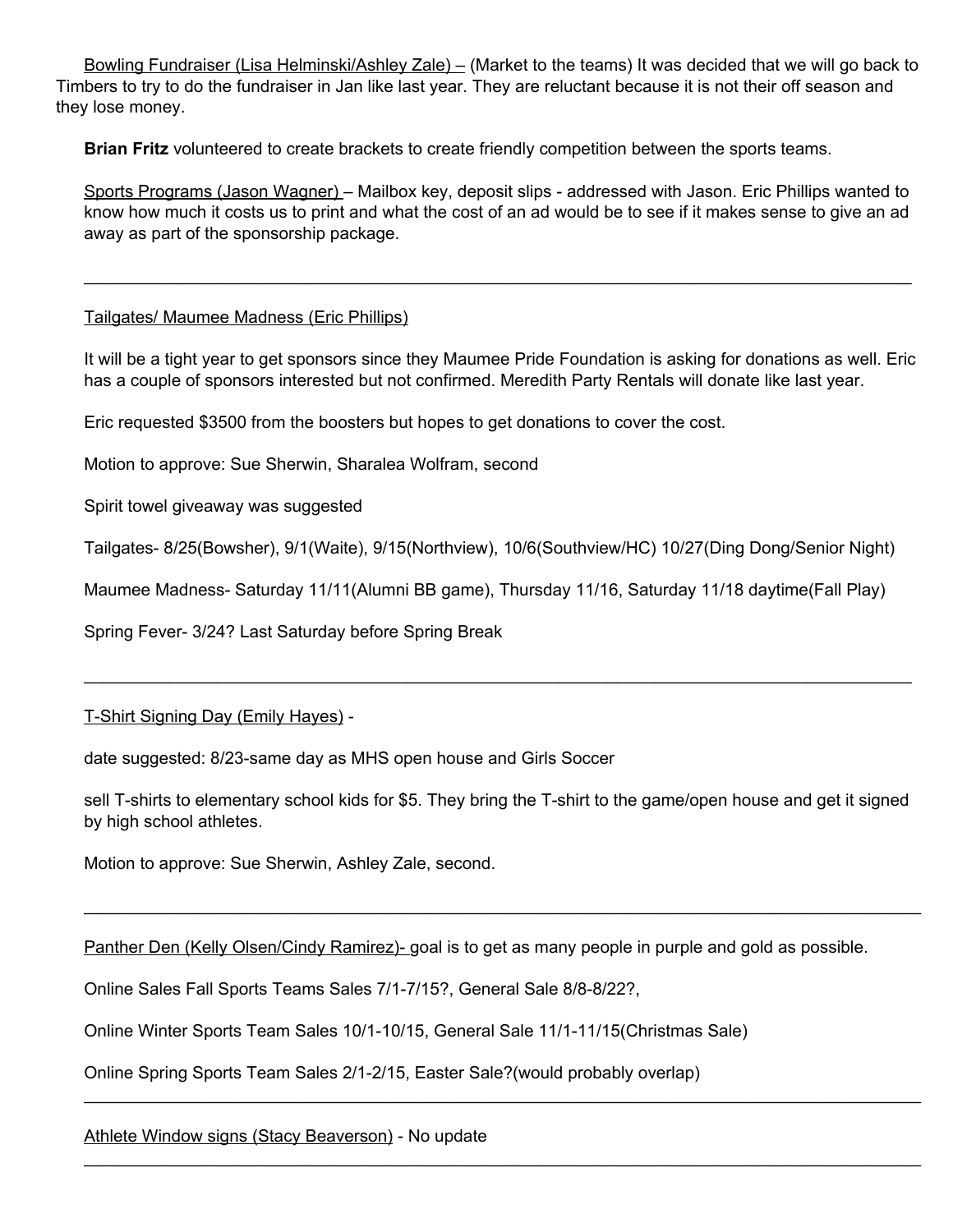Bowling Fundraiser (Lisa Helminski/Ashley Zale) – (Market to the teams) It was decided that we will go back to Timbers to try to do the fundraiser in Jan like last year. They are reluctant because it is not their off season and they lose money.

**Brian Fritz** volunteered to create brackets to create friendly competition between the sports teams.

Sports Programs (Jason Wagner) – Mailbox key, deposit slips - addressed with Jason. Eric Phillips wanted to know how much it costs us to print and what the cost of an ad would be to see if it makes sense to give an ad away as part of the sponsorship package.

---

Tailgates/ Maumee Madness (Eric Phillips)

It will be a tight year to get sponsors since they Maumee Pride Foundation is asking for donations as well. Eric has a couple of sponsors interested but not confirmed. Meredith Party Rentals will donate like last year.

Eric requested $3500 from the boosters but hopes to get donations to cover the cost.

Motion to approve: Sue Sherwin, Sharalea Wolfram, second

Spirit towel giveaway was suggested

Tailgates- 8/25(Bowsher), 9/1(Waite), 9/15(Northview), 10/6(Southview/HC) 10/27(Ding Dong/Senior Night)

Maumee Madness- Saturday 11/11(Alumni BB game), Thursday 11/16, Saturday 11/18 daytime(Fall Play)

Spring Fever- 3/24? Last Saturday before Spring Break

---

T-Shirt Signing Day (Emily Hayes) -

date suggested: 8/23-same day as MHS open house and Girls Soccer

sell T-shirts to elementary school kids for $5. They bring the T-shirt to the game/open house and get it signed by high school athletes.

Motion to approve: Sue Sherwin, Ashley Zale, second.

---

Panther Den (Kelly Olsen/Cindy Ramirez)- goal is to get as many people in purple and gold as possible.

Online Sales Fall Sports Teams Sales 7/1-7/15?, General Sale 8/8-8/22?,

Online Winter Sports Team Sales 10/1-10/15, General Sale 11/1-11/15(Christmas Sale)

Online Spring Sports Team Sales 2/1-2/15, Easter Sale?(would probably overlap)

---

Athlete Window signs (Stacy Beaverson) - No update

---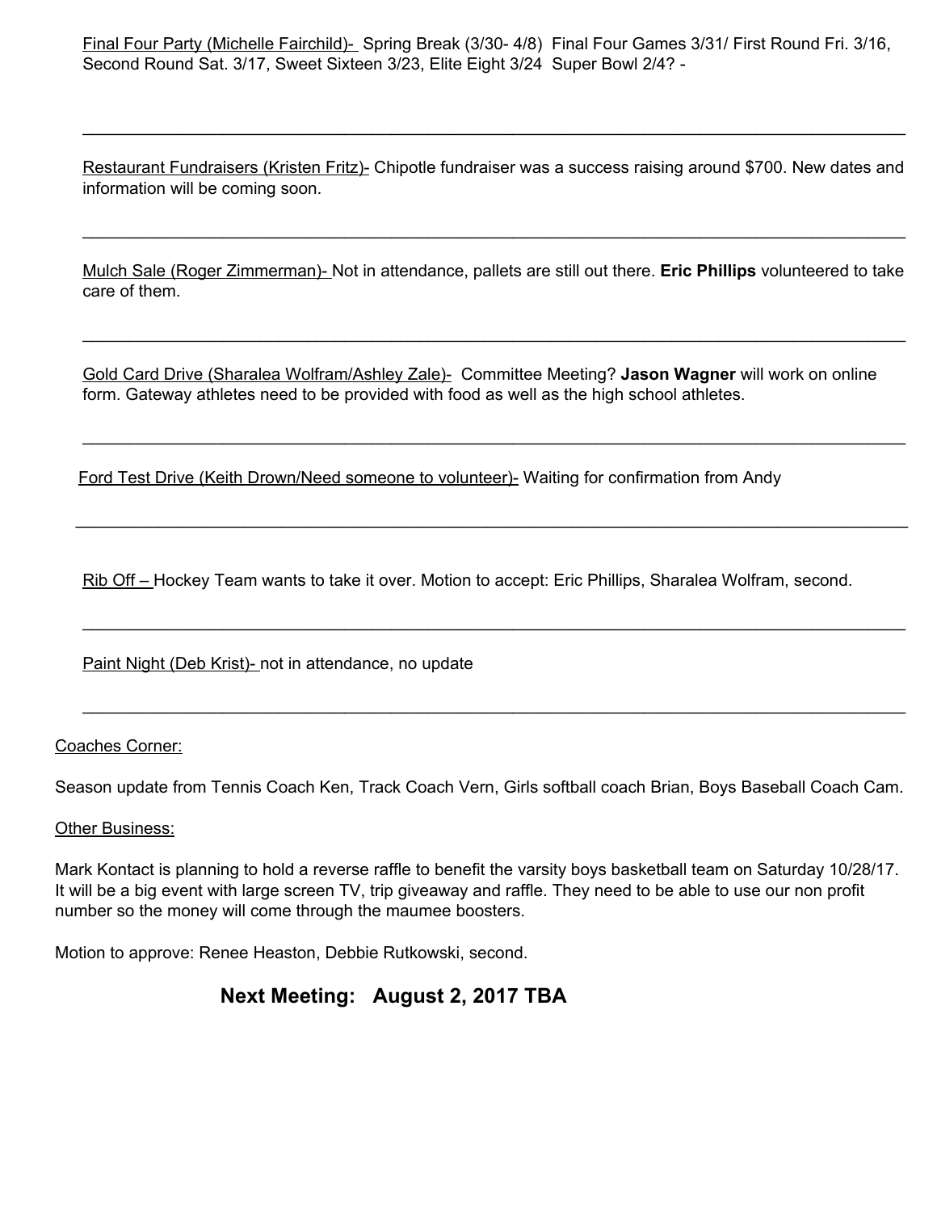Final Four Party (Michelle Fairchild)- Spring Break (3/30- 4/8) Final Four Games 3/31/ First Round Fri. 3/16, Second Round Sat. 3/17, Sweet Sixteen 3/23, Elite Eight 3/24 Super Bowl 2/4? -

---

Restaurant Fundraisers (Kristen Fritz)- Chipotle fundraiser was a success raising around $700. New dates and information will be coming soon.

---

Mulch Sale (Roger Zimmerman)- Not in attendance, pallets are still out there. **Eric Phillips** volunteered to take care of them.

---

Gold Card Drive (Sharalea Wolfram/Ashley Zale)- Committee Meeting? **Jason Wagner** will work on online form. Gateway athletes need to be provided with food as well as the high school athletes.

---

Ford Test Drive (Keith Drown/Need someone to volunteer)- Waiting for confirmation from Andy

---

Rib Off – Hockey Team wants to take it over. Motion to accept: Eric Phillips, Sharalea Wolfram, second.

---

Paint Night (Deb Krist)- not in attendance, no update

---

Coaches Corner:

Season update from Tennis Coach Ken, Track Coach Vern, Girls softball coach Brian, Boys Baseball Coach Cam.

Other Business:

Mark Kontact is planning to hold a reverse raffle to benefit the varsity boys basketball team on Saturday 10/28/17. It will be a big event with large screen TV, trip giveaway and raffle. They need to be able to use our non profit number so the money will come through the maumee boosters.

Motion to approve: Renee Heaston, Debbie Rutkowski, second.

## Next Meeting: August 2, 2017 TBA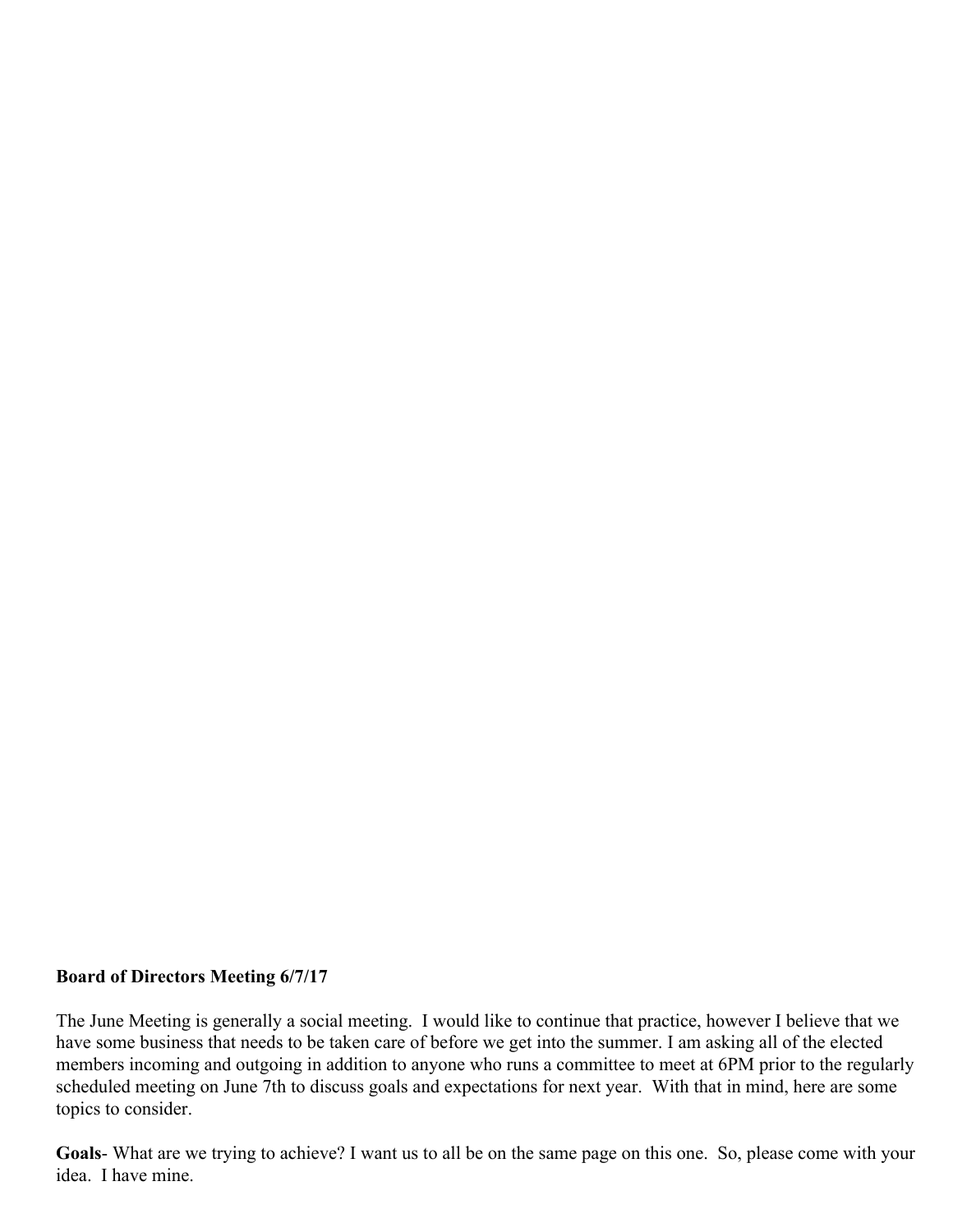**Board of Directors Meeting 6/7/17**

The June Meeting is generally a social meeting. I would like to continue that practice, however I believe that we have some business that needs to be taken care of before we get into the summer. I am asking all of the elected members incoming and outgoing in addition to anyone who runs a committee to meet at 6PM prior to the regularly scheduled meeting on June 7th to discuss goals and expectations for next year. With that in mind, here are some topics to consider.

**Goals**- What are we trying to achieve? I want us to all be on the same page on this one. So, please come with your idea. I have mine.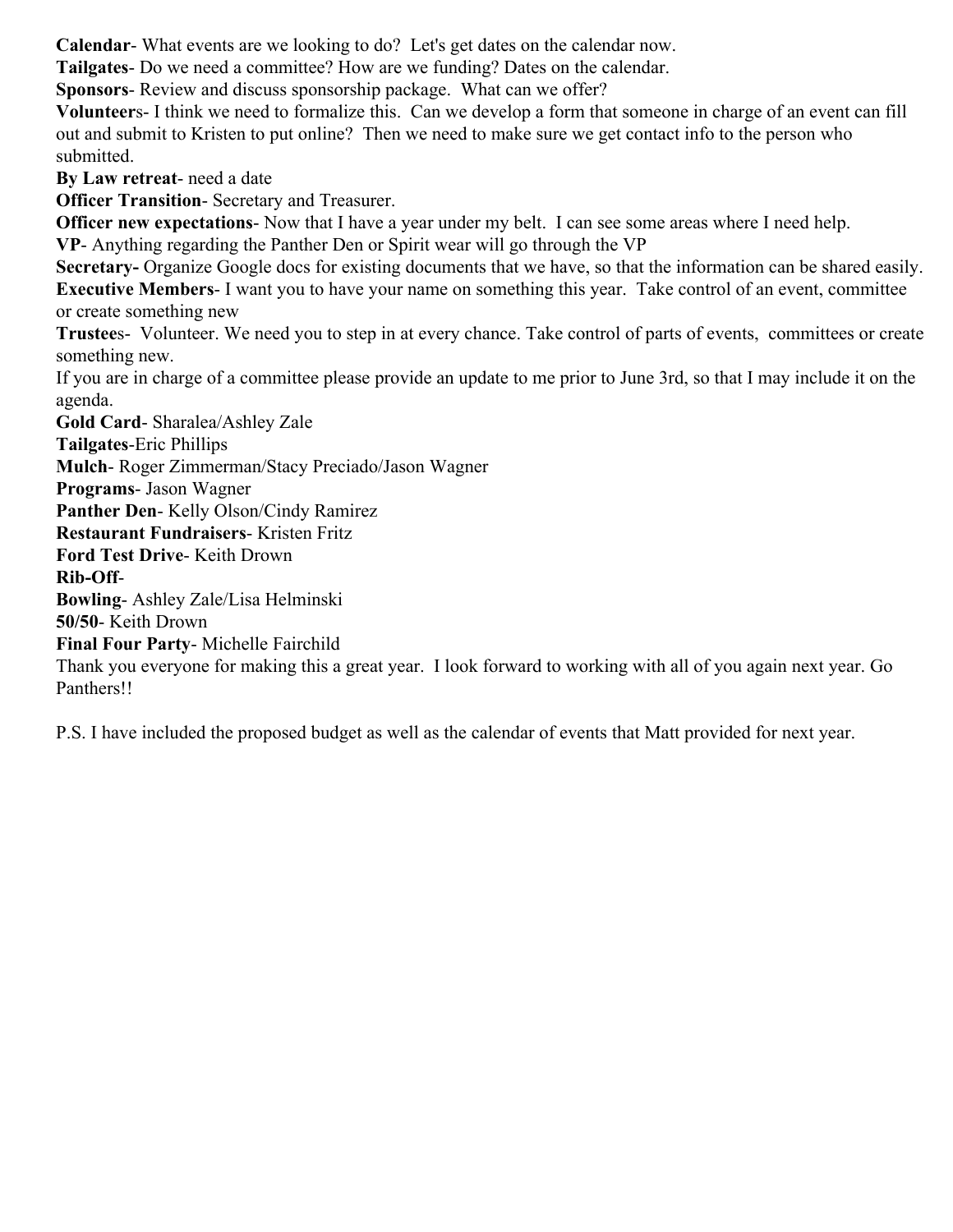**Calendar**- What events are we looking to do? Let's get dates on the calendar now.
**Tailgates**- Do we need a committee? How are we funding? Dates on the calendar.
**Sponsors**- Review and discuss sponsorship package. What can we offer?
**Volunteer**s- I think we need to formalize this. Can we develop a form that someone in charge of an event can fill out and submit to Kristen to put online? Then we need to make sure we get contact info to the person who submitted.
**By Law retreat**- need a date
**Officer Transition**- Secretary and Treasurer.
**Officer new expectations**- Now that I have a year under my belt. I can see some areas where I need help.
**VP**- Anything regarding the Panther Den or Spirit wear will go through the VP
**Secretary-** Organize Google docs for existing documents that we have, so that the information can be shared easily.
**Executive Members**- I want you to have your name on something this year. Take control of an event, committee or create something new
**Trustee**s- Volunteer. We need you to step in at every chance. Take control of parts of events, committees or create something new.
If you are in charge of a committee please provide an update to me prior to June 3rd, so that I may include it on the agenda.
**Gold Card**- Sharalea/Ashley Zale
**Tailgates**-Eric Phillips
**Mulch**- Roger Zimmerman/Stacy Preciado/Jason Wagner
**Programs**- Jason Wagner
**Panther Den**- Kelly Olson/Cindy Ramirez
**Restaurant Fundraisers**- Kristen Fritz
**Ford Test Drive**- Keith Drown
**Rib-Off**-
**Bowling**- Ashley Zale/Lisa Helminski
**50/50**- Keith Drown
**Final Four Party**- Michelle Fairchild
Thank you everyone for making this a great year. I look forward to working with all of you again next year. Go Panthers!!

P.S. I have included the proposed budget as well as the calendar of events that Matt provided for next year.